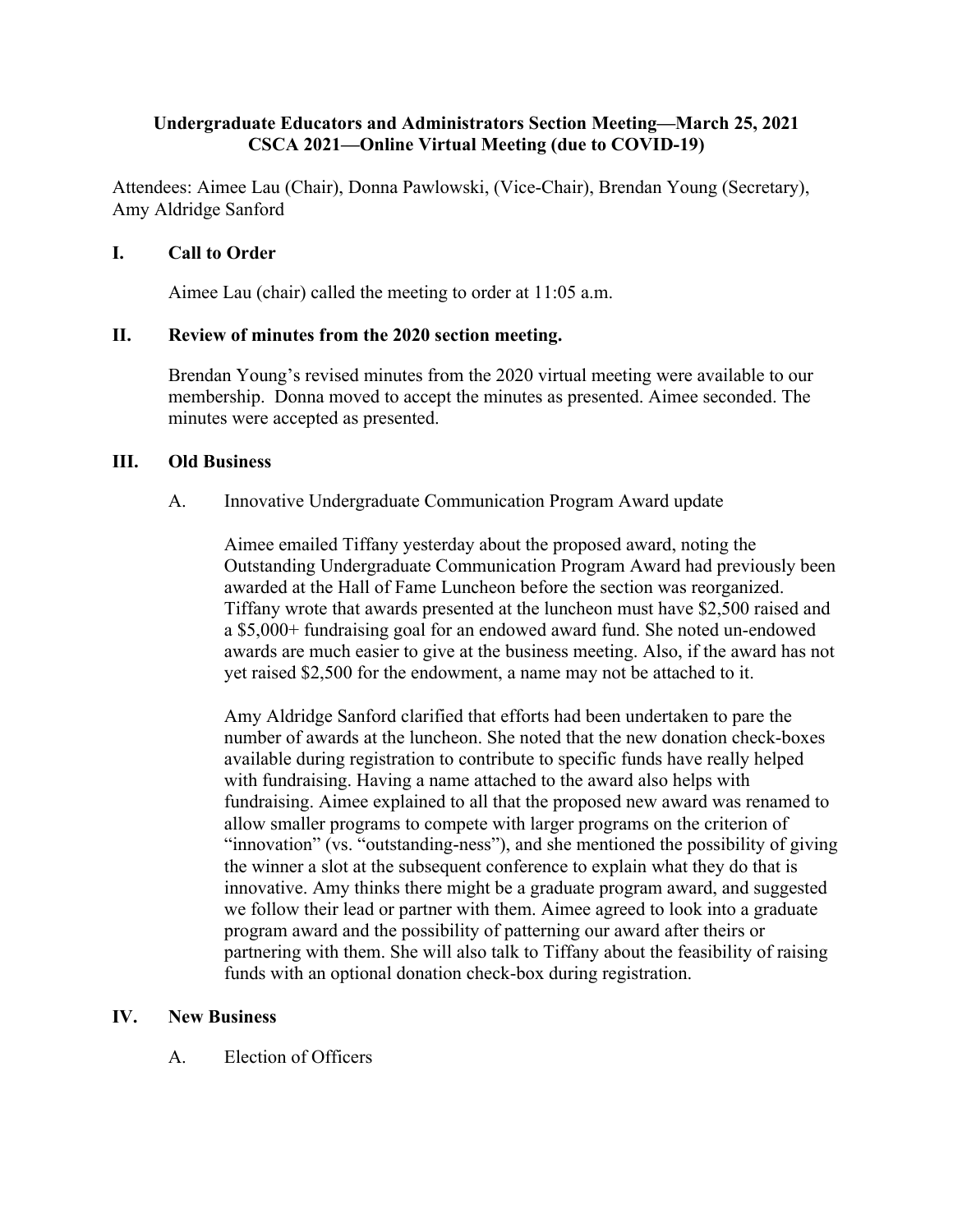**Undergraduate Educators and Administrators Section Meeting—March 25, 2021**
**CSCA 2021—Online Virtual Meeting (due to COVID-19)**

Attendees: Aimee Lau (Chair), Donna Pawlowski, (Vice-Chair), Brendan Young (Secretary), Amy Aldridge Sanford

## I. Call to Order

Aimee Lau (chair) called the meeting to order at 11:05 a.m.

## II. Review of minutes from the 2020 section meeting.

Brendan Young's revised minutes from the 2020 virtual meeting were available to our membership. Donna moved to accept the minutes as presented. Aimee seconded. The minutes were accepted as presented.

## III. Old Business

### A. Innovative Undergraduate Communication Program Award update

Aimee emailed Tiffany yesterday about the proposed award, noting the Outstanding Undergraduate Communication Program Award had previously been awarded at the Hall of Fame Luncheon before the section was reorganized. Tiffany wrote that awards presented at the luncheon must have $2,500 raised and a $5,000+ fundraising goal for an endowed award fund. She noted un-endowed awards are much easier to give at the business meeting. Also, if the award has not yet raised $2,500 for the endowment, a name may not be attached to it.

Amy Aldridge Sanford clarified that efforts had been undertaken to pare the number of awards at the luncheon. She noted that the new donation check-boxes available during registration to contribute to specific funds have really helped with fundraising. Having a name attached to the award also helps with fundraising. Aimee explained to all that the proposed new award was renamed to allow smaller programs to compete with larger programs on the criterion of "innovation" (vs. "outstanding-ness"), and she mentioned the possibility of giving the winner a slot at the subsequent conference to explain what they do that is innovative. Amy thinks there might be a graduate program award, and suggested we follow their lead or partner with them. Aimee agreed to look into a graduate program award and the possibility of patterning our award after theirs or partnering with them. She will also talk to Tiffany about the feasibility of raising funds with an optional donation check-box during registration.

## IV. New Business

### A. Election of Officers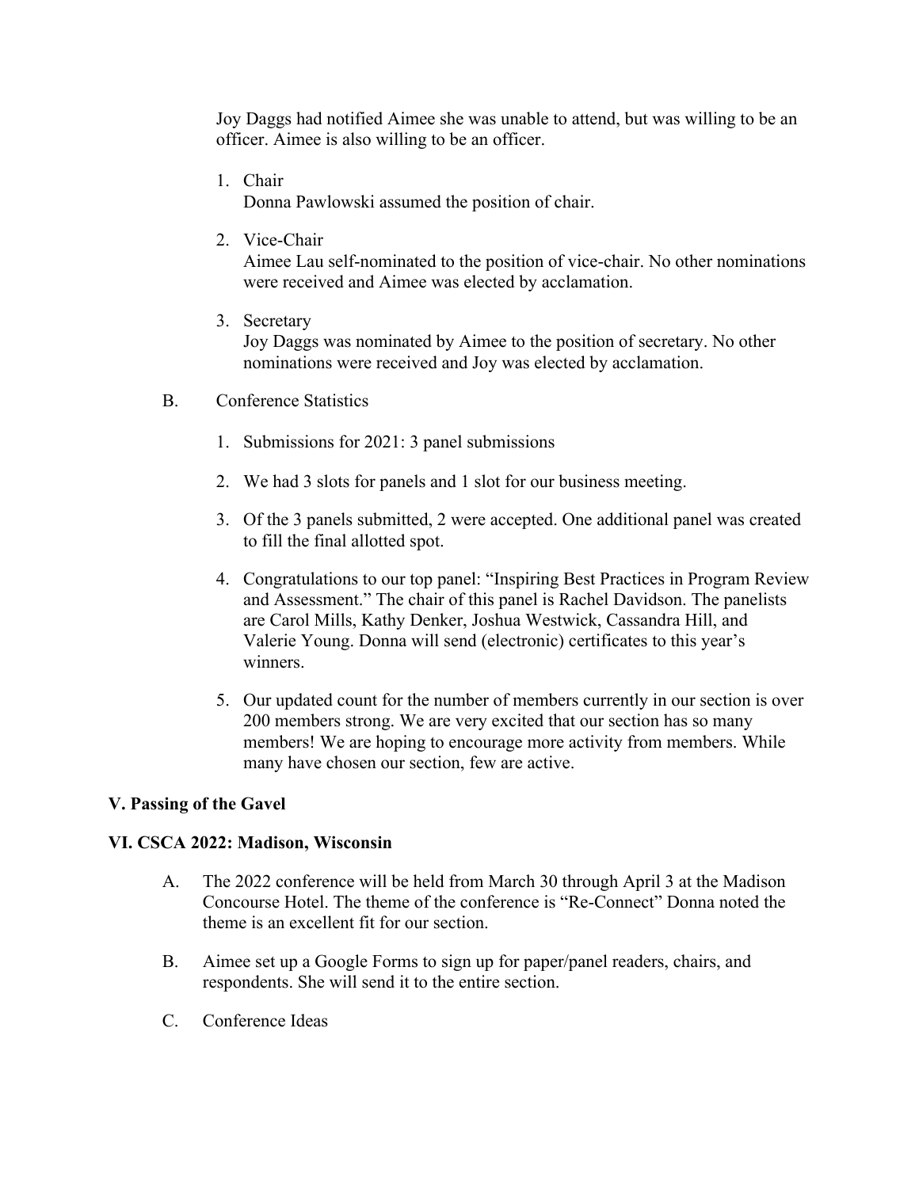Joy Daggs had notified Aimee she was unable to attend, but was willing to be an officer. Aimee is also willing to be an officer.

1. Chair
   Donna Pawlowski assumed the position of chair.

2. Vice-Chair
   Aimee Lau self-nominated to the position of vice-chair. No other nominations were received and Aimee was elected by acclamation.

3. Secretary
   Joy Daggs was nominated by Aimee to the position of secretary. No other nominations were received and Joy was elected by acclamation.

B. Conference Statistics

1. Submissions for 2021: 3 panel submissions

2. We had 3 slots for panels and 1 slot for our business meeting.

3. Of the 3 panels submitted, 2 were accepted. One additional panel was created to fill the final allotted spot.

4. Congratulations to our top panel: "Inspiring Best Practices in Program Review and Assessment." The chair of this panel is Rachel Davidson. The panelists are Carol Mills, Kathy Denker, Joshua Westwick, Cassandra Hill, and Valerie Young. Donna will send (electronic) certificates to this year's winners.

5. Our updated count for the number of members currently in our section is over 200 members strong. We are very excited that our section has so many members! We are hoping to encourage more activity from members. While many have chosen our section, few are active.

**V. Passing of the Gavel**

**VI. CSCA 2022: Madison, Wisconsin**

A. The 2022 conference will be held from March 30 through April 3 at the Madison Concourse Hotel. The theme of the conference is "Re-Connect" Donna noted the theme is an excellent fit for our section.

B. Aimee set up a Google Forms to sign up for paper/panel readers, chairs, and respondents. She will send it to the entire section.

C. Conference Ideas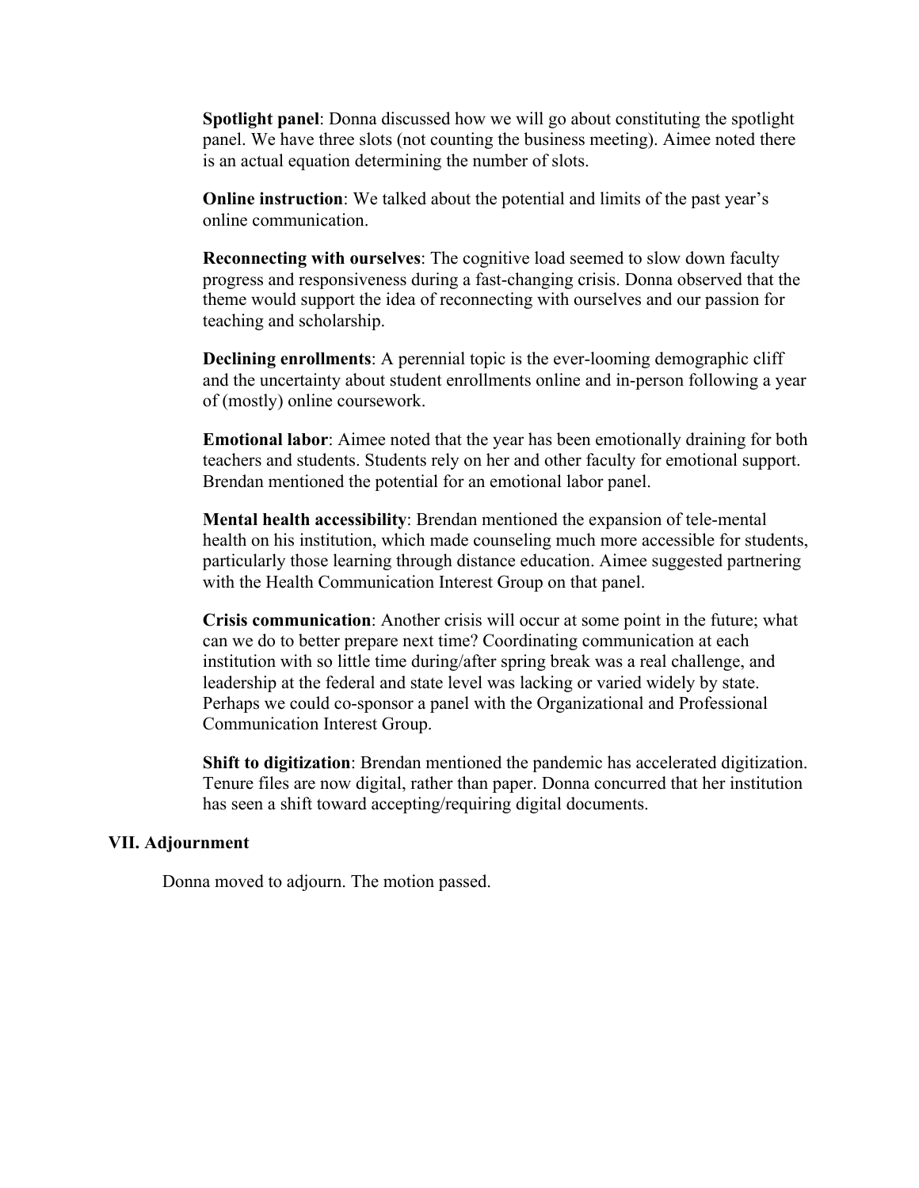**Spotlight panel**: Donna discussed how we will go about constituting the spotlight panel. We have three slots (not counting the business meeting). Aimee noted there is an actual equation determining the number of slots.

**Online instruction**: We talked about the potential and limits of the past year's online communication.

**Reconnecting with ourselves**: The cognitive load seemed to slow down faculty progress and responsiveness during a fast-changing crisis. Donna observed that the theme would support the idea of reconnecting with ourselves and our passion for teaching and scholarship.

**Declining enrollments**: A perennial topic is the ever-looming demographic cliff and the uncertainty about student enrollments online and in-person following a year of (mostly) online coursework.

**Emotional labor**: Aimee noted that the year has been emotionally draining for both teachers and students. Students rely on her and other faculty for emotional support. Brendan mentioned the potential for an emotional labor panel.

**Mental health accessibility**: Brendan mentioned the expansion of tele-mental health on his institution, which made counseling much more accessible for students, particularly those learning through distance education. Aimee suggested partnering with the Health Communication Interest Group on that panel.

**Crisis communication**: Another crisis will occur at some point in the future; what can we do to better prepare next time? Coordinating communication at each institution with so little time during/after spring break was a real challenge, and leadership at the federal and state level was lacking or varied widely by state. Perhaps we could co-sponsor a panel with the Organizational and Professional Communication Interest Group.

**Shift to digitization**: Brendan mentioned the pandemic has accelerated digitization. Tenure files are now digital, rather than paper. Donna concurred that her institution has seen a shift toward accepting/requiring digital documents.

## VII. Adjournment

Donna moved to adjourn. The motion passed.